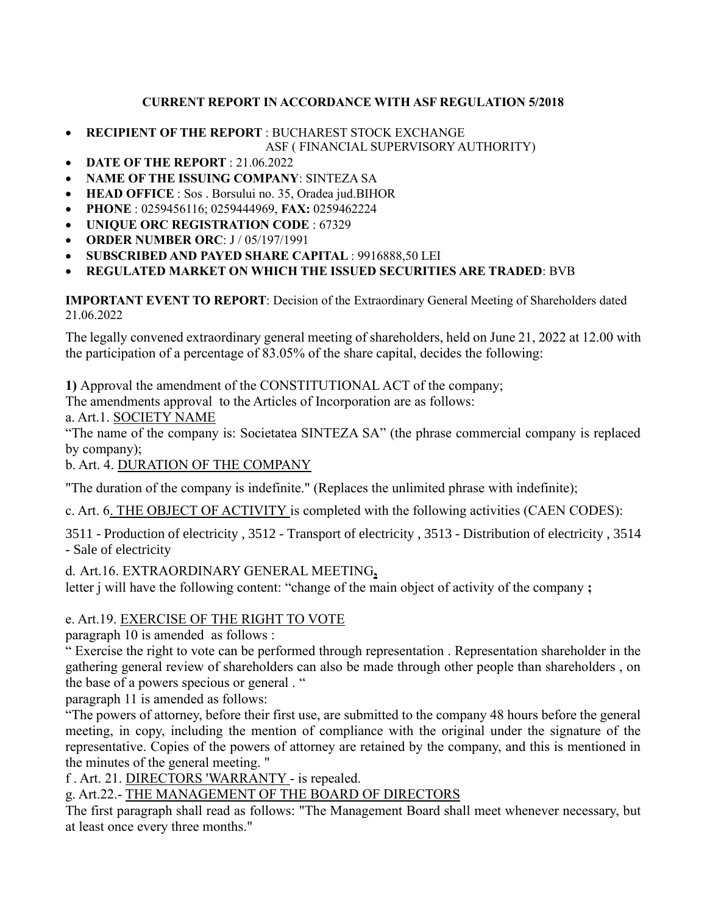**CURRENT REPORT IN ACCORDANCE WITH ASF REGULATION 5/2018**

- **RECIPIENT OF THE REPORT** : BUCHAREST STOCK EXCHANGE
  ASF ( FINANCIAL SUPERVISORY AUTHORITY)
- **DATE OF THE REPORT** : 21.06.2022
- **NAME OF THE ISSUING COMPANY**: SINTEZA SA
- **HEAD OFFICE** : Sos . Borsului no. 35, Oradea jud.BIHOR
- **PHONE** : 0259456116; 0259444969, **FAX:** 0259462224
- **UNIQUE ORC REGISTRATION CODE** : 67329
- **ORDER NUMBER ORC**: J / 05/197/1991
- **SUBSCRIBED AND PAYED SHARE CAPITAL** : 9916888,50 LEI
- **REGULATED MARKET ON WHICH THE ISSUED SECURITIES ARE TRADED**: BVB

**IMPORTANT EVENT TO REPORT**: Decision of the Extraordinary General Meeting of Shareholders dated 21.06.2022

The legally convened extraordinary general meeting of shareholders, held on June 21, 2022 at 12.00 with the participation of a percentage of 83.05% of the share capital, decides the following:

**1)** Approval the amendment of the CONSTITUTIONAL ACT of the company;

The amendments approval to the Articles of Incorporation are as follows:

a. Art.1. <u>SOCIETY NAME</u>

"The name of the company is: Societatea SINTEZA SA" (the phrase commercial company is replaced by company);

b. Art. 4. <u>DURATION OF THE COMPANY</u>

"The duration of the company is indefinite." (Replaces the unlimited phrase with indefinite);

c. Art. 6<u>. THE OBJECT OF ACTIVITY</u> is completed with the following activities (CAEN CODES):

3511 - Production of electricity , 3512 - Transport of electricity , 3513 - Distribution of electricity , 3514 - Sale of electricity

d. Art.16. EXTRAORDINARY GENERAL MEETING**,**

letter j will have the following content: "change of the main object of activity of the company **;**

e. Art.19. <u>EXERCISE OF THE RIGHT TO VOTE</u>

paragraph 10 is amended as follows :

" Exercise the right to vote can be performed through representation . Representation shareholder in the gathering general review of shareholders can also be made through other people than shareholders , on the base of a powers specious or general . "

paragraph 11 is amended as follows:

"The powers of attorney, before their first use, are submitted to the company 48 hours before the general meeting, in copy, including the mention of compliance with the original under the signature of the representative. Copies of the powers of attorney are retained by the company, and this is mentioned in the minutes of the general meeting. "

f . Art. 21. <u>DIRECTORS 'WARRANTY</u> - is repealed.

g. Art.22.- <u>THE MANAGEMENT OF THE BOARD OF DIRECTORS</u>

The first paragraph shall read as follows: "The Management Board shall meet whenever necessary, but at least once every three months."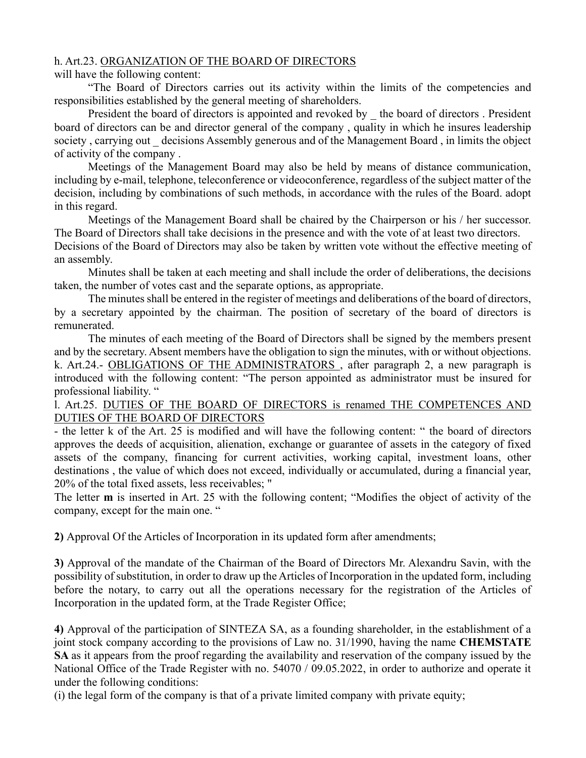h. Art.23. <u>ORGANIZATION OF THE BOARD OF DIRECTORS</u>
will have the following content:

"The Board of Directors carries out its activity within the limits of the competencies and responsibilities established by the general meeting of shareholders.

President the board of directors is appointed and revoked by _ the board of directors . President board of directors can be and director general of the company , quality in which he insures leadership society , carrying out _ decisions Assembly generous and of the Management Board , in limits the object of activity of the company .

Meetings of the Management Board may also be held by means of distance communication, including by e-mail, telephone, teleconference or videoconference, regardless of the subject matter of the decision, including by combinations of such methods, in accordance with the rules of the Board. adopt in this regard.

Meetings of the Management Board shall be chaired by the Chairperson or his / her successor. The Board of Directors shall take decisions in the presence and with the vote of at least two directors.
Decisions of the Board of Directors may also be taken by written vote without the effective meeting of an assembly.

Minutes shall be taken at each meeting and shall include the order of deliberations, the decisions taken, the number of votes cast and the separate options, as appropriate.

The minutes shall be entered in the register of meetings and deliberations of the board of directors, by a secretary appointed by the chairman. The position of secretary of the board of directors is remunerated.

The minutes of each meeting of the Board of Directors shall be signed by the members present and by the secretary. Absent members have the obligation to sign the minutes, with or without objections.

k. Art.24.- <u>OBLIGATIONS OF THE ADMINISTRATORS</u> , after paragraph 2, a new paragraph is introduced with the following content: "The person appointed as administrator must be insured for professional liability. "

l. Art.25. <u>DUTIES OF THE BOARD OF DIRECTORS is renamed THE COMPETENCES AND DUTIES OF THE BOARD OF DIRECTORS</u>

- the letter k of the Art. 25 is modified and will have the following content: " the board of directors approves the deeds of acquisition, alienation, exchange or guarantee of assets in the category of fixed assets of the company, financing for current activities, working capital, investment loans, other destinations , the value of which does not exceed, individually or accumulated, during a financial year, 20% of the total fixed assets, less receivables; "

The letter **m** is inserted in Art. 25 with the following content; "Modifies the object of activity of the company, except for the main one. "

**2)** Approval Of the Articles of Incorporation in its updated form after amendments;

**3)** Approval of the mandate of the Chairman of the Board of Directors Mr. Alexandru Savin, with the possibility of substitution, in order to draw up the Articles of Incorporation in the updated form, including before the notary, to carry out all the operations necessary for the registration of the Articles of Incorporation in the updated form, at the Trade Register Office;

**4)** Approval of the participation of SINTEZA SA, as a founding shareholder, in the establishment of a joint stock company according to the provisions of Law no. 31/1990, having the name **CHEMSTATE SA** as it appears from the proof regarding the availability and reservation of the company issued by the National Office of the Trade Register with no. 54070 / 09.05.2022, in order to authorize and operate it under the following conditions:

(i) the legal form of the company is that of a private limited company with private equity;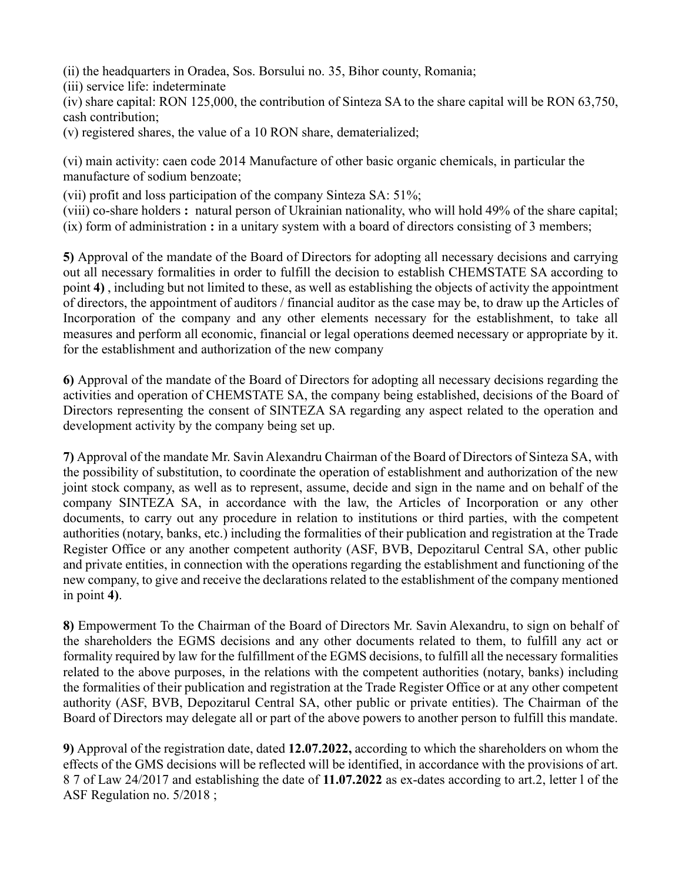(ii) the headquarters in Oradea, Sos. Borsului no. 35, Bihor county, Romania;

(iii) service life: indeterminate

(iv) share capital: RON 125,000, the contribution of Sinteza SA to the share capital will be RON 63,750, cash contribution;

(v) registered shares, the value of a 10 RON share, dematerialized;

(vi) main activity: caen code 2014 Manufacture of other basic organic chemicals, in particular the manufacture of sodium benzoate;

(vii) profit and loss participation of the company Sinteza SA: 51%;

(viii) co-share holders **:** natural person of Ukrainian nationality, who will hold 49% of the share capital;

(ix) form of administration **:** in a unitary system with a board of directors consisting of 3 members;

**5)** Approval of the mandate of the Board of Directors for adopting all necessary decisions and carrying out all necessary formalities in order to fulfill the decision to establish CHEMSTATE SA according to point **4)** , including but not limited to these, as well as establishing the objects of activity the appointment of directors, the appointment of auditors / financial auditor as the case may be, to draw up the Articles of Incorporation of the company and any other elements necessary for the establishment, to take all measures and perform all economic, financial or legal operations deemed necessary or appropriate by it. for the establishment and authorization of the new company

**6)** Approval of the mandate of the Board of Directors for adopting all necessary decisions regarding the activities and operation of CHEMSTATE SA, the company being established, decisions of the Board of Directors representing the consent of SINTEZA SA regarding any aspect related to the operation and development activity by the company being set up.

**7)** Approval of the mandate Mr. Savin Alexandru Chairman of the Board of Directors of Sinteza SA, with the possibility of substitution, to coordinate the operation of establishment and authorization of the new joint stock company, as well as to represent, assume, decide and sign in the name and on behalf of the company SINTEZA SA, in accordance with the law, the Articles of Incorporation or any other documents, to carry out any procedure in relation to institutions or third parties, with the competent authorities (notary, banks, etc.) including the formalities of their publication and registration at the Trade Register Office or any another competent authority (ASF, BVB, Depozitarul Central SA, other public and private entities, in connection with the operations regarding the establishment and functioning of the new company, to give and receive the declarations related to the establishment of the company mentioned in point **4)**.

**8)** Empowerment To the Chairman of the Board of Directors Mr. Savin Alexandru, to sign on behalf of the shareholders the EGMS decisions and any other documents related to them, to fulfill any act or formality required by law for the fulfillment of the EGMS decisions, to fulfill all the necessary formalities related to the above purposes, in the relations with the competent authorities (notary, banks) including the formalities of their publication and registration at the Trade Register Office or at any other competent authority (ASF, BVB, Depozitarul Central SA, other public or private entities). The Chairman of the Board of Directors may delegate all or part of the above powers to another person to fulfill this mandate.

**9)** Approval of the registration date, dated **12.07.2022,** according to which the shareholders on whom the effects of the GMS decisions will be reflected will be identified, in accordance with the provisions of art. 8 7 of Law 24/2017 and establishing the date of **11.07.2022** as ex-dates according to art.2, letter l of the ASF Regulation no. 5/2018 ;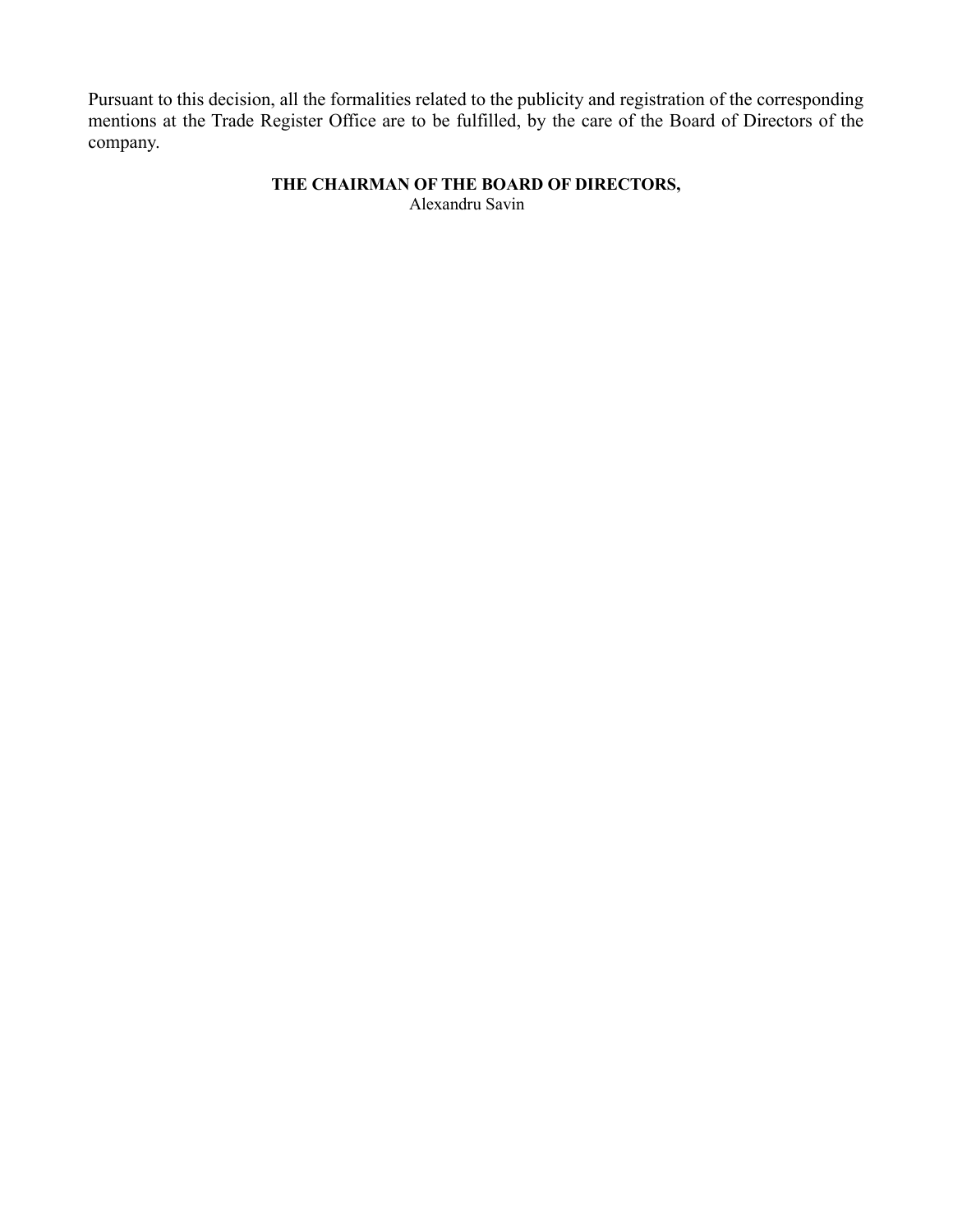Pursuant to this decision, all the formalities related to the publicity and registration of the corresponding mentions at the Trade Register Office are to be fulfilled, by the care of the Board of Directors of the company.

**THE CHAIRMAN OF THE BOARD OF DIRECTORS,**
Alexandru Savin